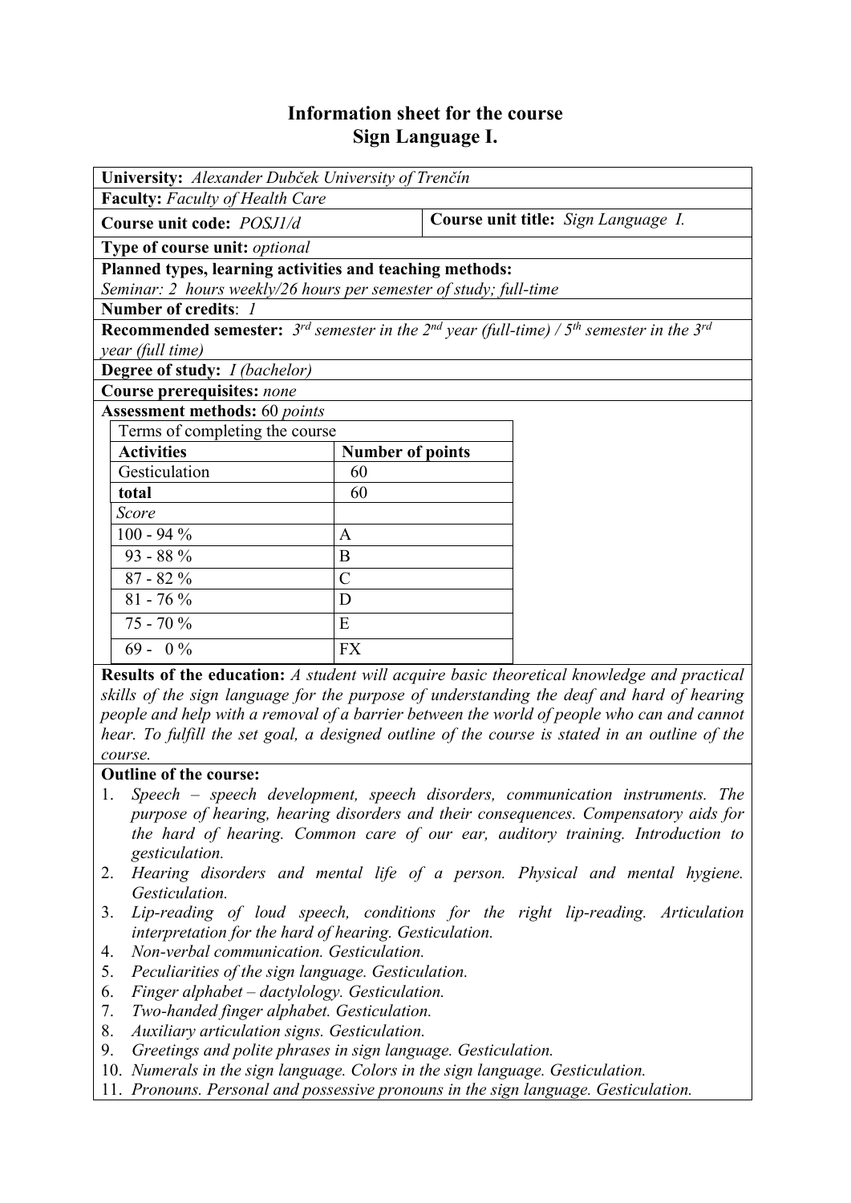# Information sheet for the course
# Sign Language I.

**University:** *Alexander Dubček University of Trenčín*

**Faculty:** *Faculty of Health Care*

**Course unit code:** *POSJ1/d*

**Course unit title:** *Sign Language I.*

**Type of course unit:** *optional*

**Planned types, learning activities and teaching methods:**
*Seminar: 2 hours weekly/26 hours per semester of study; full-time*

**Number of credits**: *1*

**Recommended semester:** *3rd semester in the 2nd year (full-time) / 5th semester in the 3rd year (full time)*

**Degree of study:** *I (bachelor)*

**Course prerequisites:** *none*

**Assessment methods:** 60 *points*

| Terms of completing the course | |
|---|---|
| **Activities** | **Number of points** |
| Gesticulation | 60 |
| **total** | 60 |
| *Score* | |
| 100 - 94 % | A |
| 93 - 88 % | B |
| 87 - 82 % | C |
| 81 - 76 % | D |
| 75 - 70 % | E |
| 69 - 0 % | FX |

**Results of the education:** *A student will acquire basic theoretical knowledge and practical skills of the sign language for the purpose of understanding the deaf and hard of hearing people and help with a removal of a barrier between the world of people who can and cannot hear. To fulfill the set goal, a designed outline of the course is stated in an outline of the course.*

**Outline of the course:**

1. *Speech – speech development, speech disorders, communication instruments. The purpose of hearing, hearing disorders and their consequences. Compensatory aids for the hard of hearing. Common care of our ear, auditory training. Introduction to gesticulation.*
2. *Hearing disorders and mental life of a person. Physical and mental hygiene. Gesticulation.*
3. *Lip-reading of loud speech, conditions for the right lip-reading. Articulation interpretation for the hard of hearing. Gesticulation.*
4. *Non-verbal communication. Gesticulation.*
5. *Peculiarities of the sign language. Gesticulation.*
6. *Finger alphabet – dactylology. Gesticulation.*
7. *Two-handed finger alphabet. Gesticulation.*
8. *Auxiliary articulation signs. Gesticulation.*
9. *Greetings and polite phrases in sign language. Gesticulation.*
10. *Numerals in the sign language. Colors in the sign language. Gesticulation.*
11. *Pronouns. Personal and possessive pronouns in the sign language. Gesticulation.*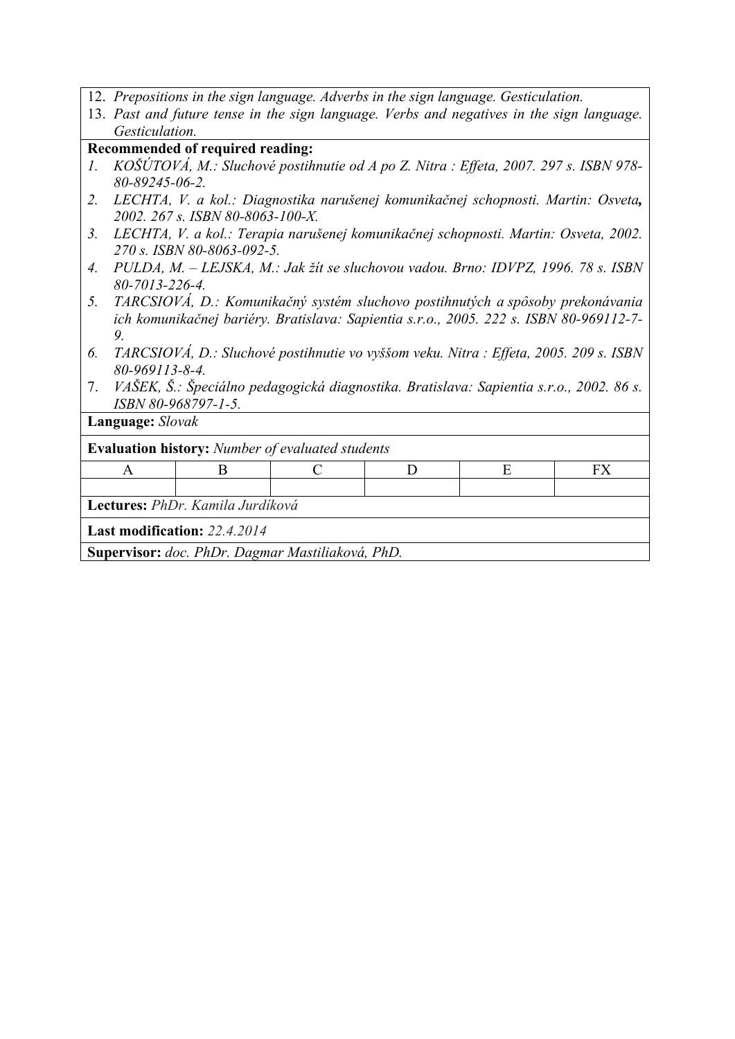12. *Prepositions in the sign language. Adverbs in the sign language. Gesticulation.*
13. *Past and future tense in the sign language. Verbs and negatives in the sign language. Gesticulation.*

**Recommended of required reading:**

1. *KOŠÚTOVÁ, M.: Sluchové postihnutie od A po Z. Nitra : Effeta, 2007. 297 s. ISBN 978-80-89245-06-2.*
2. *LECHTA, V. a kol.: Diagnostika narušenej komunikačnej schopnosti. Martin: Osveta, 2002. 267 s. ISBN 80-8063-100-X.*
3. *LECHTA, V. a kol.: Terapia narušenej komunikačnej schopnosti. Martin: Osveta, 2002. 270 s. ISBN 80-8063-092-5.*
4. *PULDA, M. – LEJSKA, M.: Jak žít se sluchovou vadou. Brno: IDVPZ, 1996. 78 s. ISBN 80-7013-226-4.*
5. *TARCSIOVÁ, D.: Komunikačný systém sluchovo postihnutých a spôsoby prekonávania ich komunikačnej bariéry. Bratislava: Sapientia s.r.o., 2005. 222 s. ISBN 80-969112-7-9.*
6. *TARCSIOVÁ, D.: Sluchové postihnutie vo vyššom veku. Nitra : Effeta, 2005. 209 s. ISBN 80-969113-8-4.*
7. *VAŠEK, Š.: Špeciálno pedagogická diagnostika. Bratislava: Sapientia s.r.o., 2002. 86 s. ISBN 80-968797-1-5.*

**Language:** *Slovak*

**Evaluation history:** *Number of evaluated students*

| A | B | C | D | E | FX |
|---|---|---|---|---|---|
| | | | | | |

**Lectures:** *PhDr. Kamila Jurdíková*

**Last modification:** *22.4.2014*

**Supervisor:** *doc. PhDr. Dagmar Mastiliaková, PhD.*